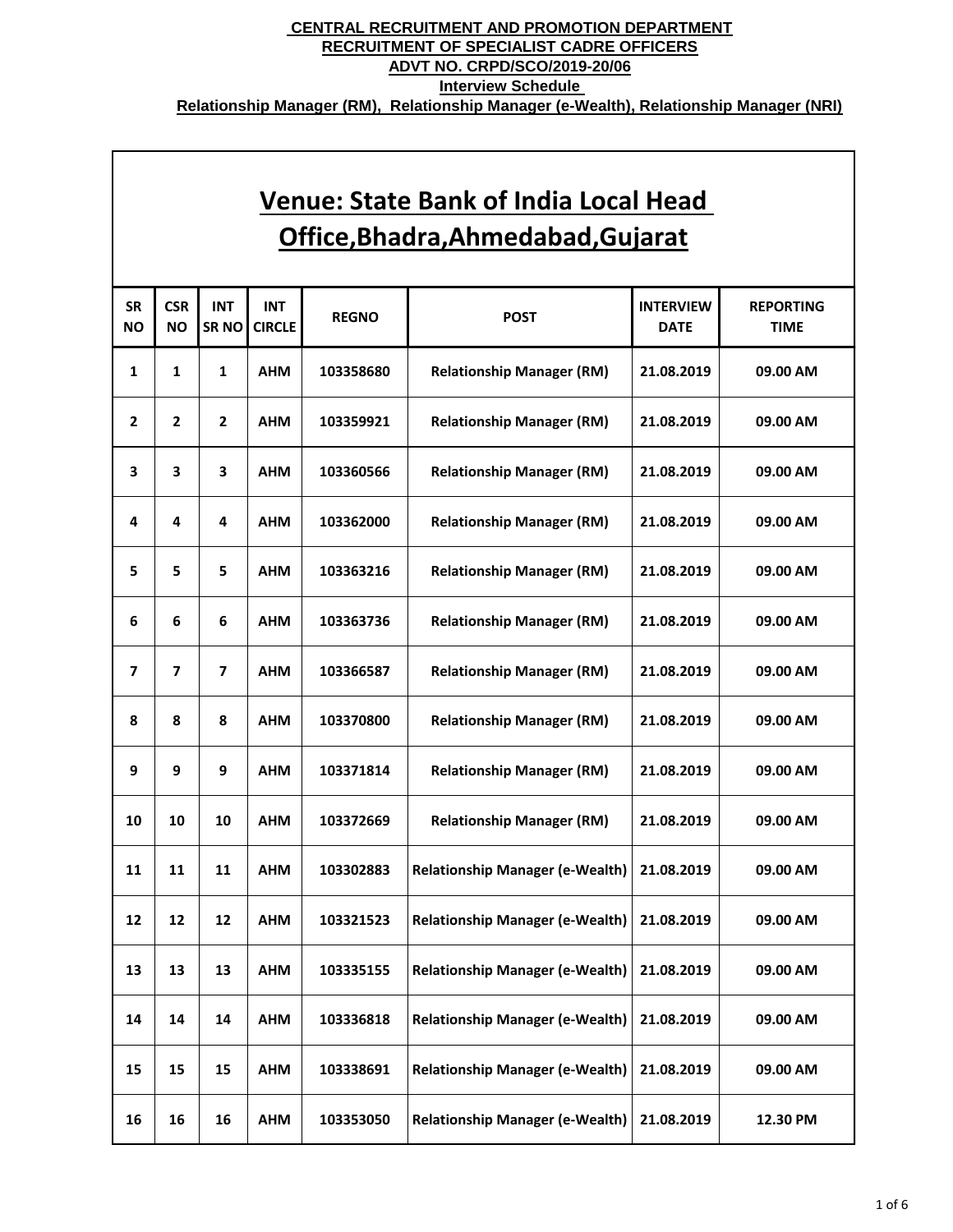**CENTRAL RECRUITMENT AND PROMOTION DEPARTMENT**

**RECRUITMENT OF SPECIALIST CADRE OFFICERS**

**ADVT NO. CRPD/SCO/2019-20/06**

**Interview Schedule**

**Relationship Manager (RM), Relationship Manager (e-Wealth), Relationship Manager (NRI)**

## Venue: State Bank of India Local Head Office,Bhadra,Ahmedabad,Gujarat

| SR NO | CSR NO | INT SR NO | INT CIRCLE | REGNO | POST | INTERVIEW DATE | REPORTING TIME |
|---|---|---|---|---|---|---|---|
| 1 | 1 | 1 | AHM | 103358680 | Relationship Manager (RM) | 21.08.2019 | 09.00 AM |
| 2 | 2 | 2 | AHM | 103359921 | Relationship Manager (RM) | 21.08.2019 | 09.00 AM |
| 3 | 3 | 3 | AHM | 103360566 | Relationship Manager (RM) | 21.08.2019 | 09.00 AM |
| 4 | 4 | 4 | AHM | 103362000 | Relationship Manager (RM) | 21.08.2019 | 09.00 AM |
| 5 | 5 | 5 | AHM | 103363216 | Relationship Manager (RM) | 21.08.2019 | 09.00 AM |
| 6 | 6 | 6 | AHM | 103363736 | Relationship Manager (RM) | 21.08.2019 | 09.00 AM |
| 7 | 7 | 7 | AHM | 103366587 | Relationship Manager (RM) | 21.08.2019 | 09.00 AM |
| 8 | 8 | 8 | AHM | 103370800 | Relationship Manager (RM) | 21.08.2019 | 09.00 AM |
| 9 | 9 | 9 | AHM | 103371814 | Relationship Manager (RM) | 21.08.2019 | 09.00 AM |
| 10 | 10 | 10 | AHM | 103372669 | Relationship Manager (RM) | 21.08.2019 | 09.00 AM |
| 11 | 11 | 11 | AHM | 103302883 | Relationship Manager (e-Wealth) | 21.08.2019 | 09.00 AM |
| 12 | 12 | 12 | AHM | 103321523 | Relationship Manager (e-Wealth) | 21.08.2019 | 09.00 AM |
| 13 | 13 | 13 | AHM | 103335155 | Relationship Manager (e-Wealth) | 21.08.2019 | 09.00 AM |
| 14 | 14 | 14 | AHM | 103336818 | Relationship Manager (e-Wealth) | 21.08.2019 | 09.00 AM |
| 15 | 15 | 15 | AHM | 103338691 | Relationship Manager (e-Wealth) | 21.08.2019 | 09.00 AM |
| 16 | 16 | 16 | AHM | 103353050 | Relationship Manager (e-Wealth) | 21.08.2019 | 12.30 PM |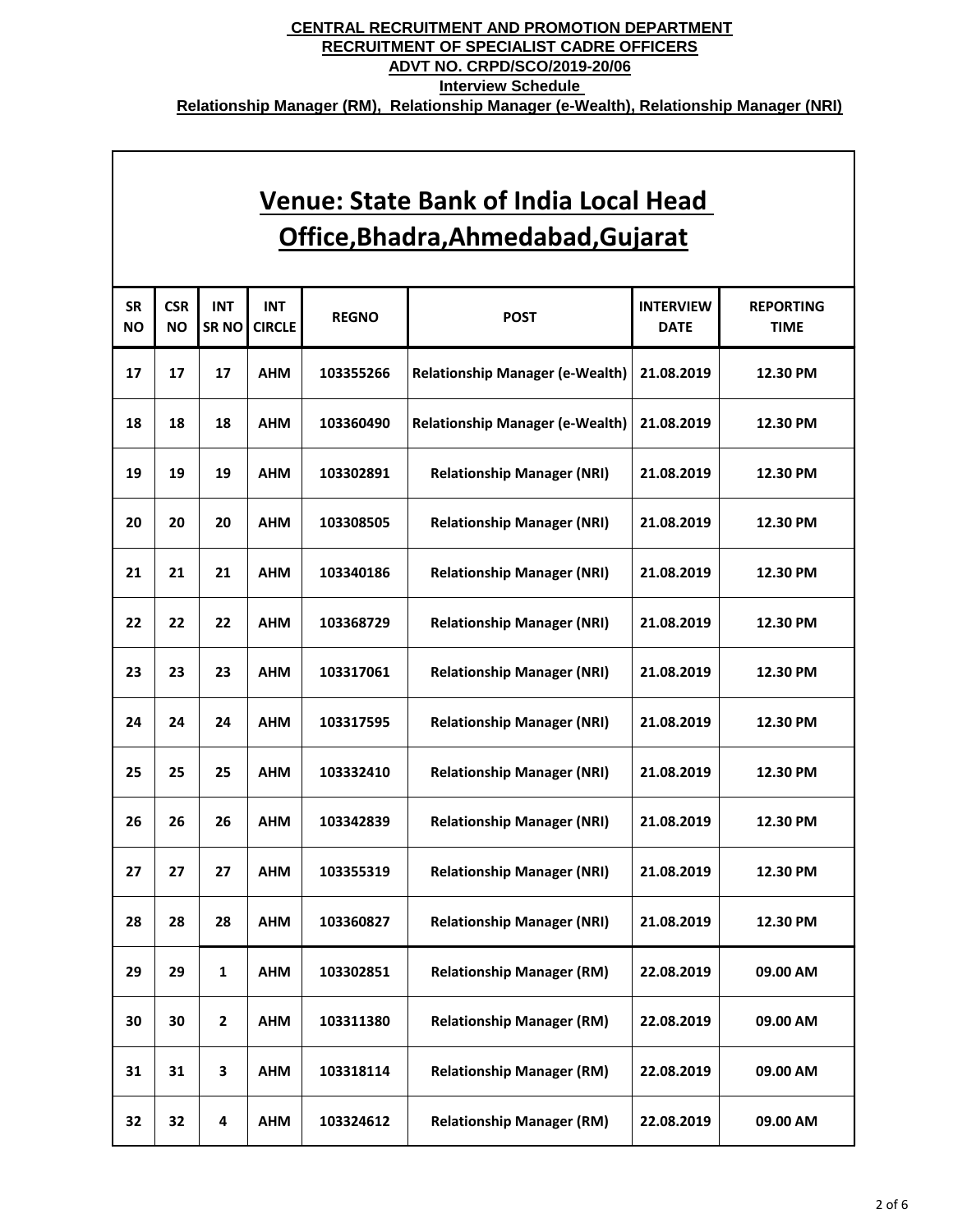**CENTRAL RECRUITMENT AND PROMOTION DEPARTMENT**
**RECRUITMENT OF SPECIALIST CADRE OFFICERS**
**ADVT NO. CRPD/SCO/2019-20/06**
**Interview Schedule**
**Relationship Manager (RM), Relationship Manager (e-Wealth), Relationship Manager (NRI)**

## Venue: State Bank of India Local Head Office,Bhadra,Ahmedabad,Gujarat

| SR NO | CSR NO | INT SR NO | INT CIRCLE | REGNO | POST | INTERVIEW DATE | REPORTING TIME |
|---|---|---|---|---|---|---|---|
| 17 | 17 | 17 | AHM | 103355266 | Relationship Manager (e-Wealth) | 21.08.2019 | 12.30 PM |
| 18 | 18 | 18 | AHM | 103360490 | Relationship Manager (e-Wealth) | 21.08.2019 | 12.30 PM |
| 19 | 19 | 19 | AHM | 103302891 | Relationship Manager (NRI) | 21.08.2019 | 12.30 PM |
| 20 | 20 | 20 | AHM | 103308505 | Relationship Manager (NRI) | 21.08.2019 | 12.30 PM |
| 21 | 21 | 21 | AHM | 103340186 | Relationship Manager (NRI) | 21.08.2019 | 12.30 PM |
| 22 | 22 | 22 | AHM | 103368729 | Relationship Manager (NRI) | 21.08.2019 | 12.30 PM |
| 23 | 23 | 23 | AHM | 103317061 | Relationship Manager (NRI) | 21.08.2019 | 12.30 PM |
| 24 | 24 | 24 | AHM | 103317595 | Relationship Manager (NRI) | 21.08.2019 | 12.30 PM |
| 25 | 25 | 25 | AHM | 103332410 | Relationship Manager (NRI) | 21.08.2019 | 12.30 PM |
| 26 | 26 | 26 | AHM | 103342839 | Relationship Manager (NRI) | 21.08.2019 | 12.30 PM |
| 27 | 27 | 27 | AHM | 103355319 | Relationship Manager (NRI) | 21.08.2019 | 12.30 PM |
| 28 | 28 | 28 | AHM | 103360827 | Relationship Manager (NRI) | 21.08.2019 | 12.30 PM |
| 29 | 29 | 1 | AHM | 103302851 | Relationship Manager (RM) | 22.08.2019 | 09.00 AM |
| 30 | 30 | 2 | AHM | 103311380 | Relationship Manager (RM) | 22.08.2019 | 09.00 AM |
| 31 | 31 | 3 | AHM | 103318114 | Relationship Manager (RM) | 22.08.2019 | 09.00 AM |
| 32 | 32 | 4 | AHM | 103324612 | Relationship Manager (RM) | 22.08.2019 | 09.00 AM |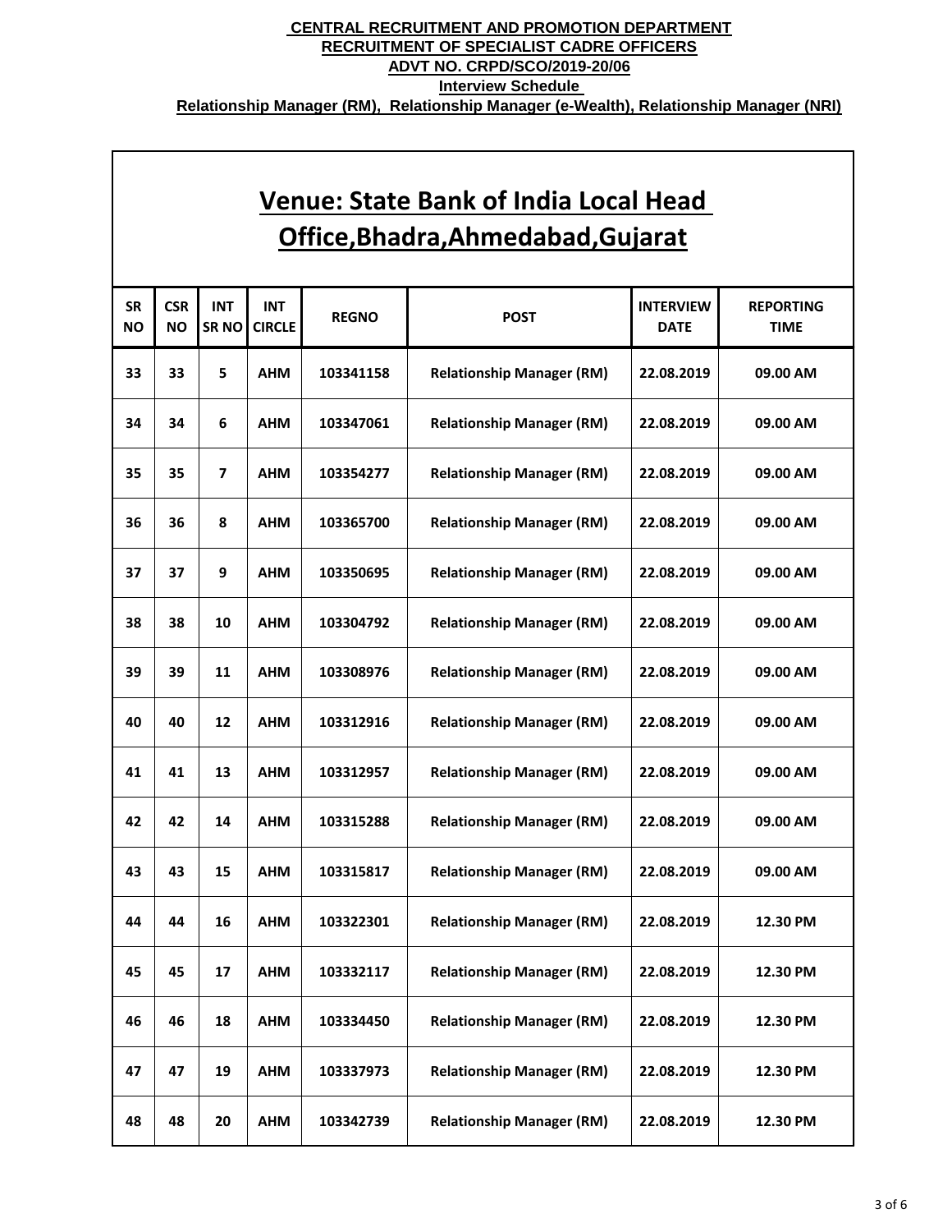**CENTRAL RECRUITMENT AND PROMOTION DEPARTMENT**

**RECRUITMENT OF SPECIALIST CADRE OFFICERS**

**ADVT NO. CRPD/SCO/2019-20/06**

**Interview Schedule**

**Relationship Manager (RM), Relationship Manager (e-Wealth), Relationship Manager (NRI)**

# Venue: State Bank of India Local Head Office,Bhadra,Ahmedabad,Gujarat

| SR NO | CSR NO | INT SR NO | INT CIRCLE | REGNO | POST | INTERVIEW DATE | REPORTING TIME |
|---|---|---|---|---|---|---|---|
| 33 | 33 | 5 | AHM | 103341158 | Relationship Manager (RM) | 22.08.2019 | 09.00 AM |
| 34 | 34 | 6 | AHM | 103347061 | Relationship Manager (RM) | 22.08.2019 | 09.00 AM |
| 35 | 35 | 7 | AHM | 103354277 | Relationship Manager (RM) | 22.08.2019 | 09.00 AM |
| 36 | 36 | 8 | AHM | 103365700 | Relationship Manager (RM) | 22.08.2019 | 09.00 AM |
| 37 | 37 | 9 | AHM | 103350695 | Relationship Manager (RM) | 22.08.2019 | 09.00 AM |
| 38 | 38 | 10 | AHM | 103304792 | Relationship Manager (RM) | 22.08.2019 | 09.00 AM |
| 39 | 39 | 11 | AHM | 103308976 | Relationship Manager (RM) | 22.08.2019 | 09.00 AM |
| 40 | 40 | 12 | AHM | 103312916 | Relationship Manager (RM) | 22.08.2019 | 09.00 AM |
| 41 | 41 | 13 | AHM | 103312957 | Relationship Manager (RM) | 22.08.2019 | 09.00 AM |
| 42 | 42 | 14 | AHM | 103315288 | Relationship Manager (RM) | 22.08.2019 | 09.00 AM |
| 43 | 43 | 15 | AHM | 103315817 | Relationship Manager (RM) | 22.08.2019 | 09.00 AM |
| 44 | 44 | 16 | AHM | 103322301 | Relationship Manager (RM) | 22.08.2019 | 12.30 PM |
| 45 | 45 | 17 | AHM | 103332117 | Relationship Manager (RM) | 22.08.2019 | 12.30 PM |
| 46 | 46 | 18 | AHM | 103334450 | Relationship Manager (RM) | 22.08.2019 | 12.30 PM |
| 47 | 47 | 19 | AHM | 103337973 | Relationship Manager (RM) | 22.08.2019 | 12.30 PM |
| 48 | 48 | 20 | AHM | 103342739 | Relationship Manager (RM) | 22.08.2019 | 12.30 PM |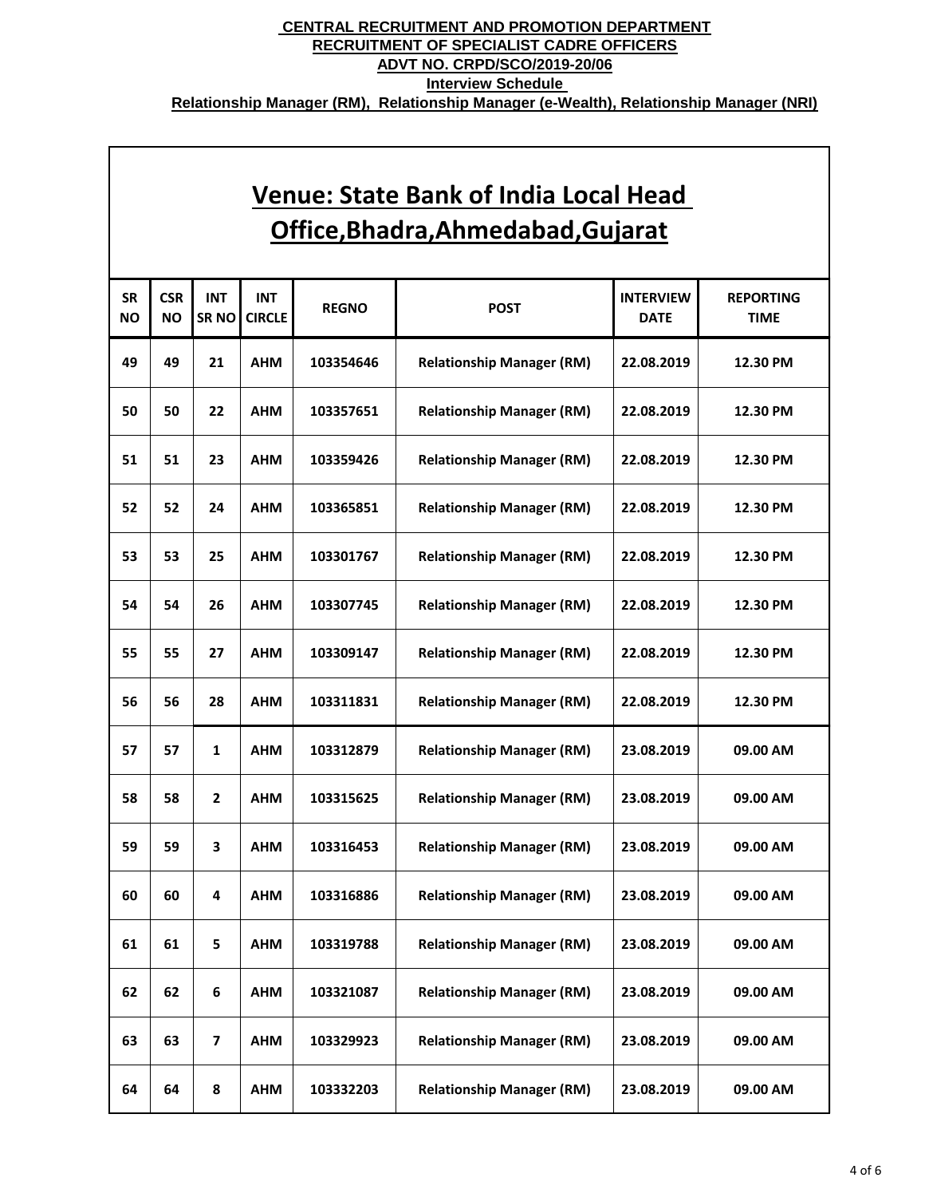**CENTRAL RECRUITMENT AND PROMOTION DEPARTMENT**

**RECRUITMENT OF SPECIALIST CADRE OFFICERS**

**ADVT NO. CRPD/SCO/2019-20/06**

**Interview Schedule**

**Relationship Manager (RM), Relationship Manager (e-Wealth), Relationship Manager (NRI)**

## Venue: State Bank of India Local Head Office,Bhadra,Ahmedabad,Gujarat

| SR NO | CSR NO | INT SR NO | INT CIRCLE | REGNO | POST | INTERVIEW DATE | REPORTING TIME |
|---|---|---|---|---|---|---|---|
| 49 | 49 | 21 | AHM | 103354646 | Relationship Manager (RM) | 22.08.2019 | 12.30 PM |
| 50 | 50 | 22 | AHM | 103357651 | Relationship Manager (RM) | 22.08.2019 | 12.30 PM |
| 51 | 51 | 23 | AHM | 103359426 | Relationship Manager (RM) | 22.08.2019 | 12.30 PM |
| 52 | 52 | 24 | AHM | 103365851 | Relationship Manager (RM) | 22.08.2019 | 12.30 PM |
| 53 | 53 | 25 | AHM | 103301767 | Relationship Manager (RM) | 22.08.2019 | 12.30 PM |
| 54 | 54 | 26 | AHM | 103307745 | Relationship Manager (RM) | 22.08.2019 | 12.30 PM |
| 55 | 55 | 27 | AHM | 103309147 | Relationship Manager (RM) | 22.08.2019 | 12.30 PM |
| 56 | 56 | 28 | AHM | 103311831 | Relationship Manager (RM) | 22.08.2019 | 12.30 PM |
| 57 | 57 | 1 | AHM | 103312879 | Relationship Manager (RM) | 23.08.2019 | 09.00 AM |
| 58 | 58 | 2 | AHM | 103315625 | Relationship Manager (RM) | 23.08.2019 | 09.00 AM |
| 59 | 59 | 3 | AHM | 103316453 | Relationship Manager (RM) | 23.08.2019 | 09.00 AM |
| 60 | 60 | 4 | AHM | 103316886 | Relationship Manager (RM) | 23.08.2019 | 09.00 AM |
| 61 | 61 | 5 | AHM | 103319788 | Relationship Manager (RM) | 23.08.2019 | 09.00 AM |
| 62 | 62 | 6 | AHM | 103321087 | Relationship Manager (RM) | 23.08.2019 | 09.00 AM |
| 63 | 63 | 7 | AHM | 103329923 | Relationship Manager (RM) | 23.08.2019 | 09.00 AM |
| 64 | 64 | 8 | AHM | 103332203 | Relationship Manager (RM) | 23.08.2019 | 09.00 AM |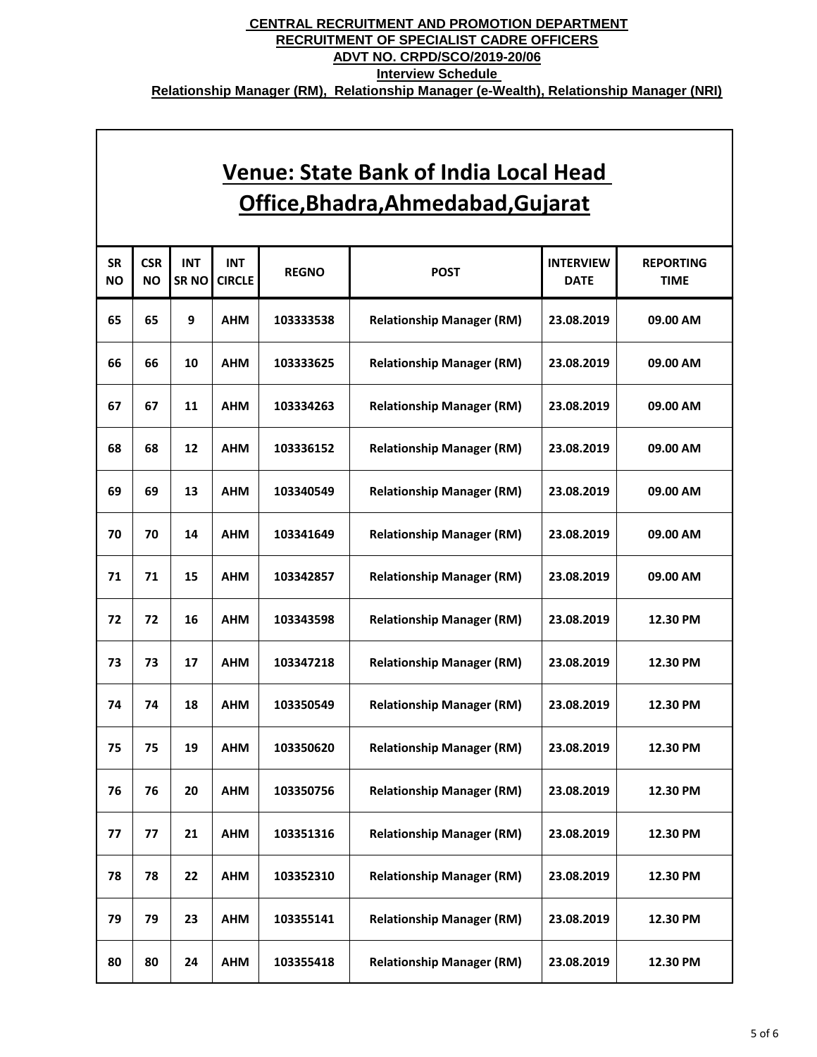**CENTRAL RECRUITMENT AND PROMOTION DEPARTMENT**

**RECRUITMENT OF SPECIALIST CADRE OFFICERS**

**ADVT NO. CRPD/SCO/2019-20/06**

**Interview Schedule**

**Relationship Manager (RM), Relationship Manager (e-Wealth), Relationship Manager (NRI)**

# Venue: State Bank of India Local Head Office,Bhadra,Ahmedabad,Gujarat

| SR NO | CSR NO | INT SR NO | INT CIRCLE | REGNO | POST | INTERVIEW DATE | REPORTING TIME |
|---|---|---|---|---|---|---|---|
| 65 | 65 | 9 | AHM | 103333538 | Relationship Manager (RM) | 23.08.2019 | 09.00 AM |
| 66 | 66 | 10 | AHM | 103333625 | Relationship Manager (RM) | 23.08.2019 | 09.00 AM |
| 67 | 67 | 11 | AHM | 103334263 | Relationship Manager (RM) | 23.08.2019 | 09.00 AM |
| 68 | 68 | 12 | AHM | 103336152 | Relationship Manager (RM) | 23.08.2019 | 09.00 AM |
| 69 | 69 | 13 | AHM | 103340549 | Relationship Manager (RM) | 23.08.2019 | 09.00 AM |
| 70 | 70 | 14 | AHM | 103341649 | Relationship Manager (RM) | 23.08.2019 | 09.00 AM |
| 71 | 71 | 15 | AHM | 103342857 | Relationship Manager (RM) | 23.08.2019 | 09.00 AM |
| 72 | 72 | 16 | AHM | 103343598 | Relationship Manager (RM) | 23.08.2019 | 12.30 PM |
| 73 | 73 | 17 | AHM | 103347218 | Relationship Manager (RM) | 23.08.2019 | 12.30 PM |
| 74 | 74 | 18 | AHM | 103350549 | Relationship Manager (RM) | 23.08.2019 | 12.30 PM |
| 75 | 75 | 19 | AHM | 103350620 | Relationship Manager (RM) | 23.08.2019 | 12.30 PM |
| 76 | 76 | 20 | AHM | 103350756 | Relationship Manager (RM) | 23.08.2019 | 12.30 PM |
| 77 | 77 | 21 | AHM | 103351316 | Relationship Manager (RM) | 23.08.2019 | 12.30 PM |
| 78 | 78 | 22 | AHM | 103352310 | Relationship Manager (RM) | 23.08.2019 | 12.30 PM |
| 79 | 79 | 23 | AHM | 103355141 | Relationship Manager (RM) | 23.08.2019 | 12.30 PM |
| 80 | 80 | 24 | AHM | 103355418 | Relationship Manager (RM) | 23.08.2019 | 12.30 PM |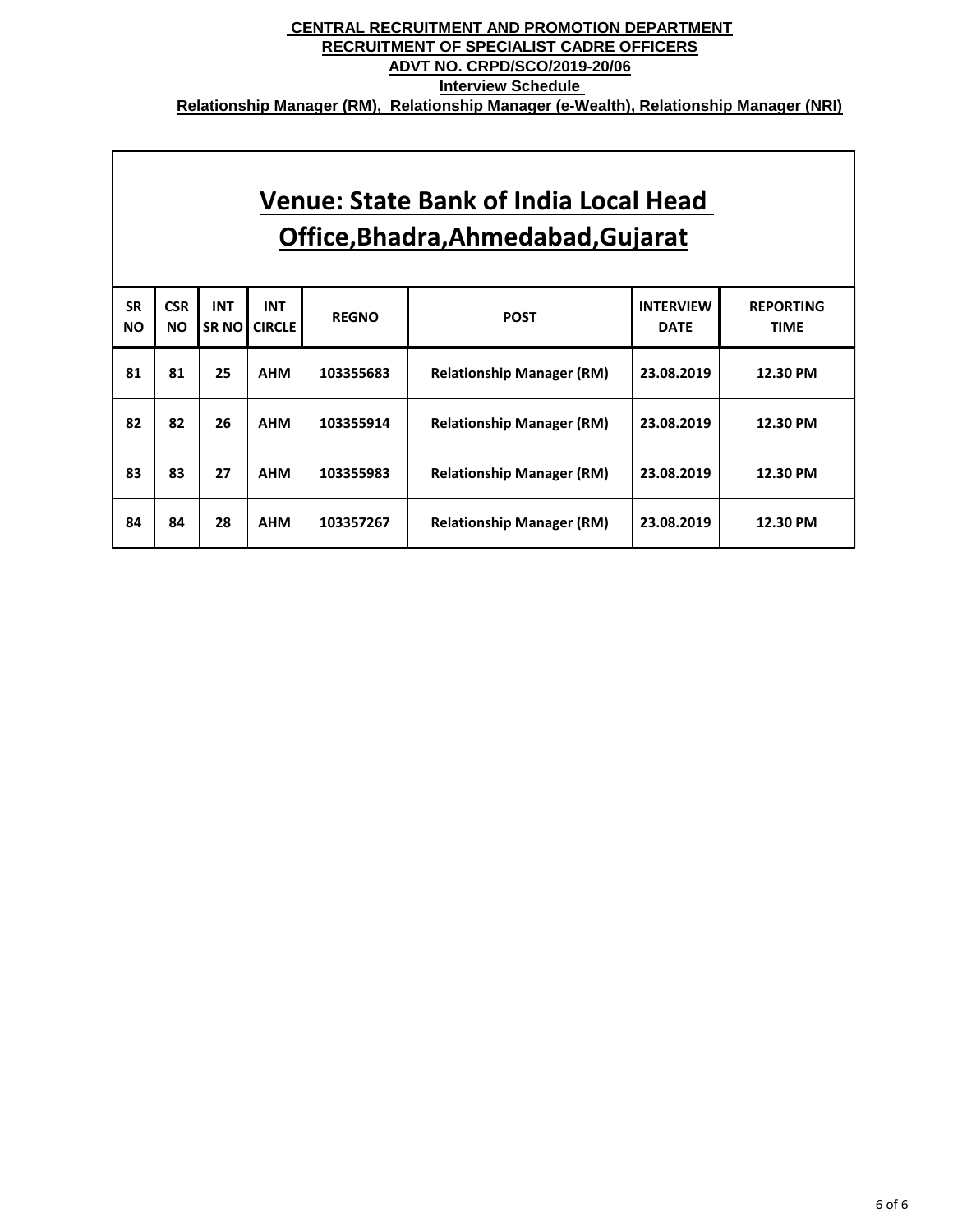**CENTRAL RECRUITMENT AND PROMOTION DEPARTMENT**

**RECRUITMENT OF SPECIALIST CADRE OFFICERS**

**ADVT NO. CRPD/SCO/2019-20/06**

**Interview Schedule**

**Relationship Manager (RM), Relationship Manager (e-Wealth), Relationship Manager (NRI)**

## Venue: State Bank of India Local Head Office,Bhadra,Ahmedabad,Gujarat

| SR NO | CSR NO | INT SR NO | INT CIRCLE | REGNO | POST | INTERVIEW DATE | REPORTING TIME |
|---|---|---|---|---|---|---|---|
| 81 | 81 | 25 | AHM | 103355683 | Relationship Manager (RM) | 23.08.2019 | 12.30 PM |
| 82 | 82 | 26 | AHM | 103355914 | Relationship Manager (RM) | 23.08.2019 | 12.30 PM |
| 83 | 83 | 27 | AHM | 103355983 | Relationship Manager (RM) | 23.08.2019 | 12.30 PM |
| 84 | 84 | 28 | AHM | 103357267 | Relationship Manager (RM) | 23.08.2019 | 12.30 PM |